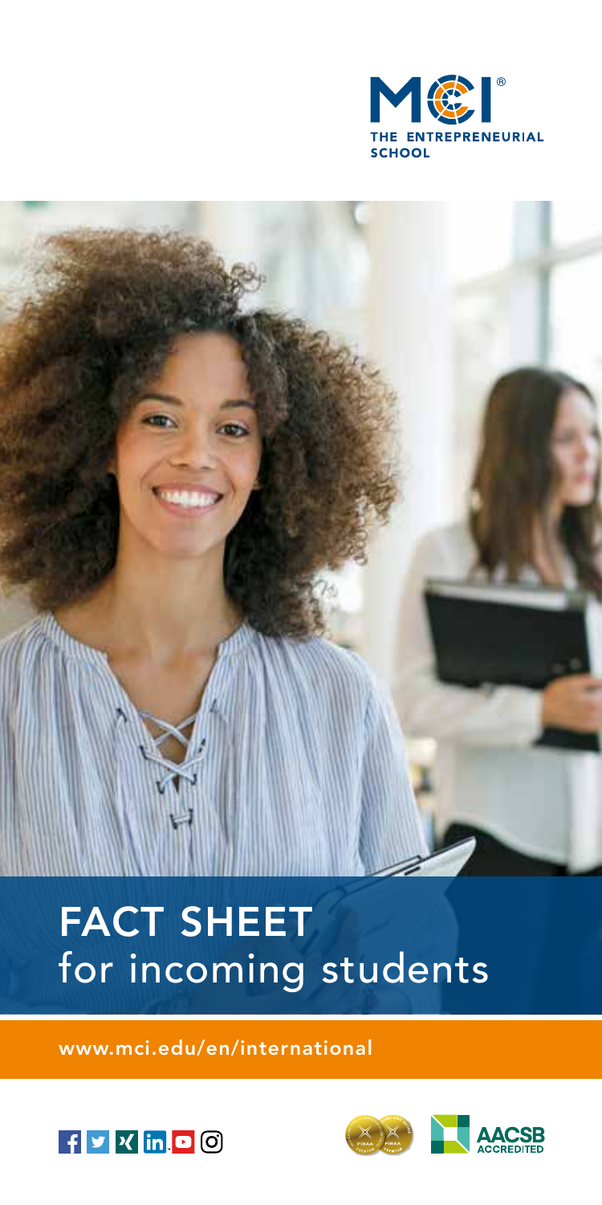MCI® THE ENTREPRENEURIAL SCHOOL

# FACT SHEET
for incoming students

www.mci.edu/en/international

AACSB ACCREDITED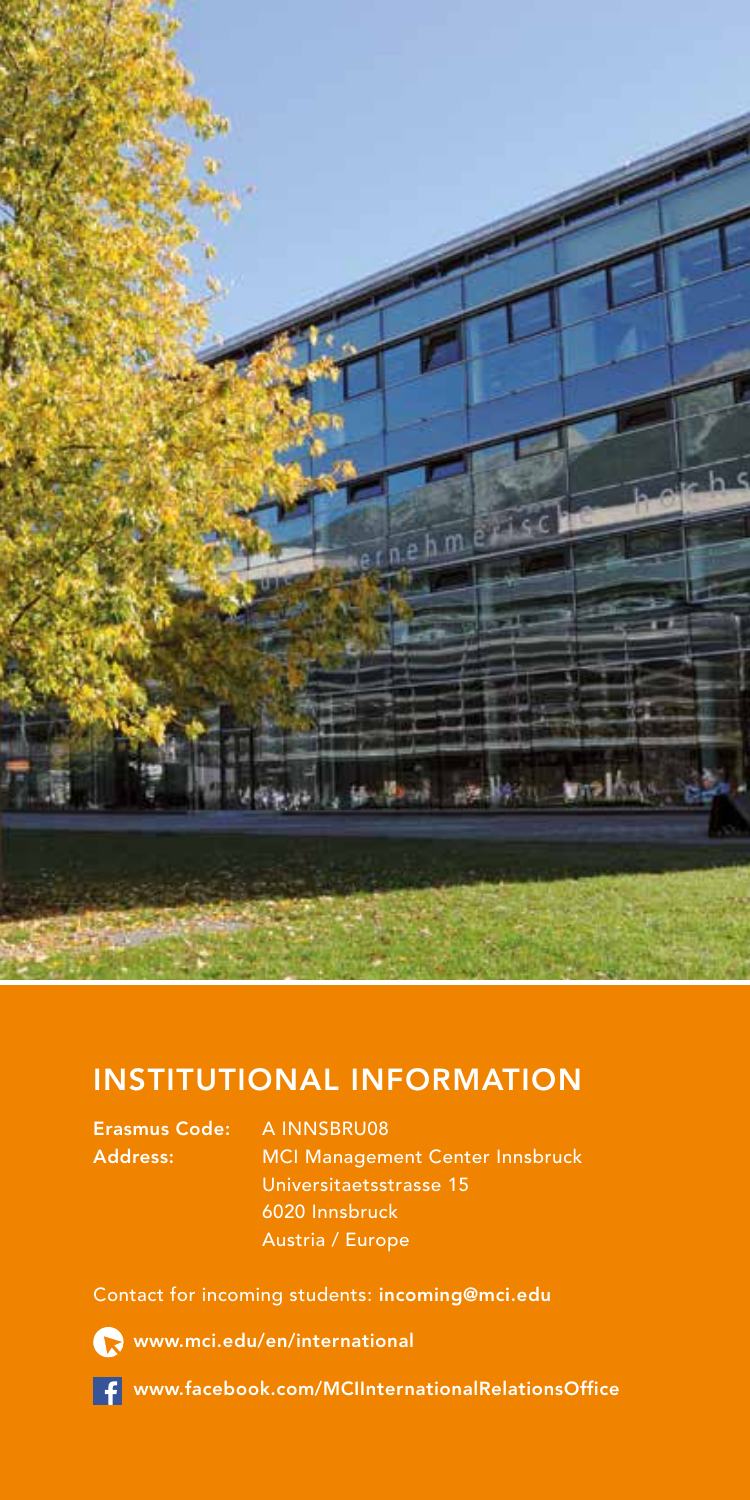## INSTITUTIONAL INFORMATION

**Erasmus Code:** A INNSBRU08

**Address:** MCI Management Center Innsbruck
Universitaetsstrasse 15
6020 Innsbruck
Austria / Europe

Contact for incoming students: **incoming@mci.edu**

**www.mci.edu/en/international**

**www.facebook.com/MCIInternationalRelationsOffice**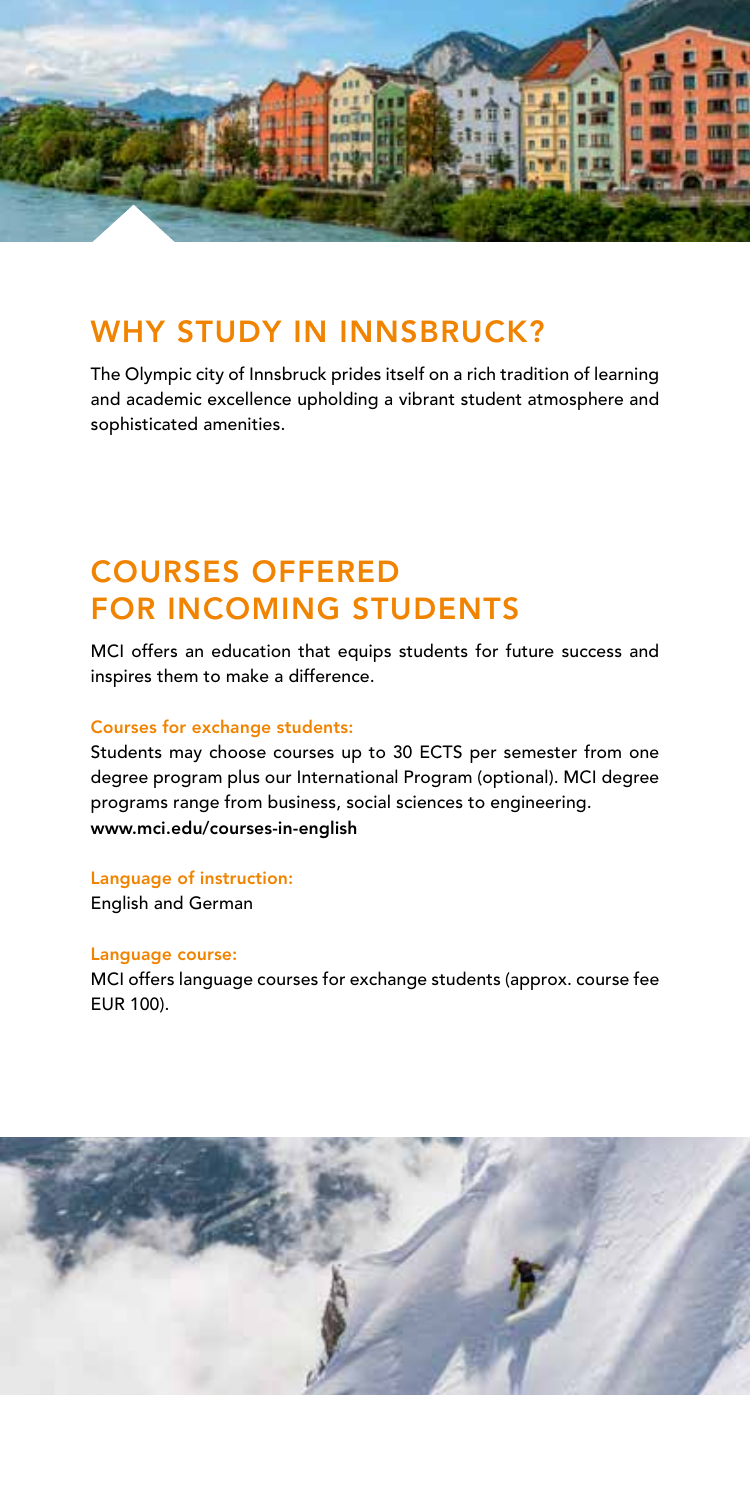## WHY STUDY IN INNSBRUCK?

The Olympic city of Innsbruck prides itself on a rich tradition of learning and academic excellence upholding a vibrant student atmosphere and sophisticated amenities.

## COURSES OFFERED FOR INCOMING STUDENTS

MCI offers an education that equips students for future success and inspires them to make a difference.

**Courses for exchange students:**

Students may choose courses up to 30 ECTS per semester from one degree program plus our International Program (optional). MCI degree programs range from business, social sciences to engineering.
**www.mci.edu/courses-in-english**

**Language of instruction:**

English and German

**Language course:**

MCI offers language courses for exchange students (approx. course fee EUR 100).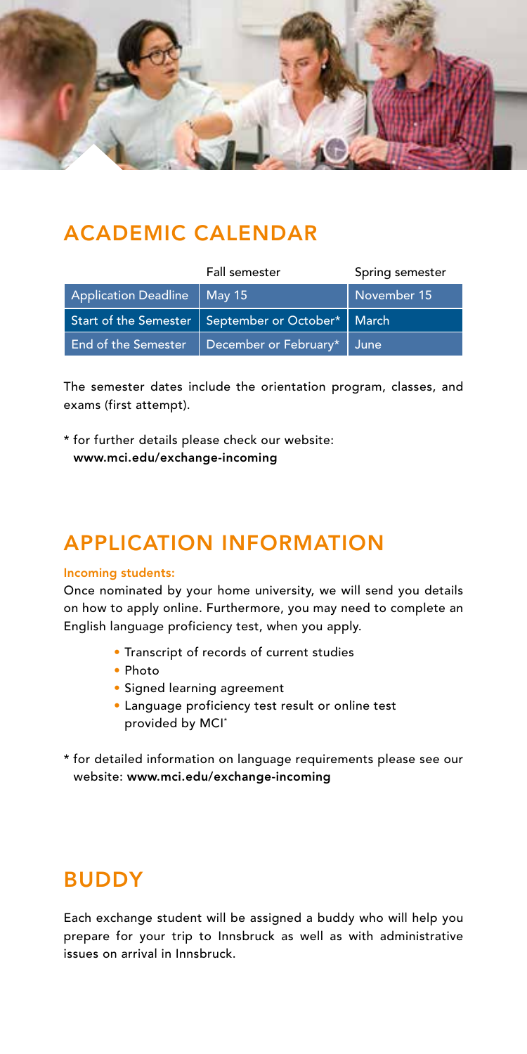## ACADEMIC CALENDAR

| | Fall semester | Spring semester |
|---|---|---|
| Application Deadline | May 15 | November 15 |
| Start of the Semester | September or October* | March |
| End of the Semester | December or February* | June |

The semester dates include the orientation program, classes, and exams (first attempt).

\* for further details please check our website: **www.mci.edu/exchange-incoming**

## APPLICATION INFORMATION

**Incoming students:**

Once nominated by your home university, we will send you details on how to apply online. Furthermore, you may need to complete an English language proficiency test, when you apply.

- Transcript of records of current studies
- Photo
- Signed learning agreement
- Language proficiency test result or online test provided by MCI*

\* for detailed information on language requirements please see our website: **www.mci.edu/exchange-incoming**

## BUDDY

Each exchange student will be assigned a buddy who will help you prepare for your trip to Innsbruck as well as with administrative issues on arrival in Innsbruck.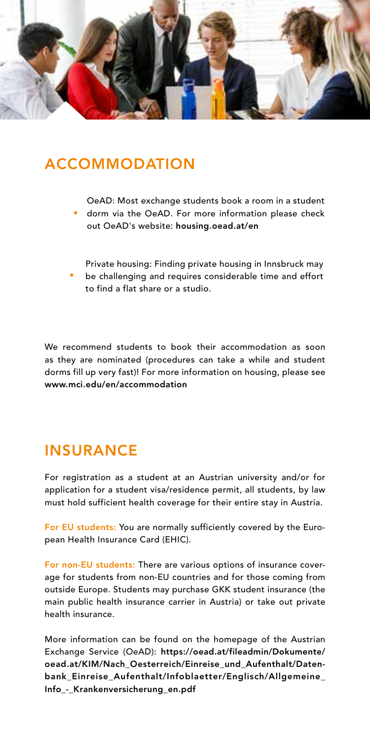## ACCOMMODATION

- OeAD: Most exchange students book a room in a student dorm via the OeAD. For more information please check out OeAD's website: **housing.oead.at/en**
- Private housing: Finding private housing in Innsbruck may be challenging and requires considerable time and effort to find a flat share or a studio.

We recommend students to book their accommodation as soon as they are nominated (procedures can take a while and student dorms fill up very fast)! For more information on housing, please see **www.mci.edu/en/accommodation**

## INSURANCE

For registration as a student at an Austrian university and/or for application for a student visa/residence permit, all students, by law must hold sufficient health coverage for their entire stay in Austria.

**For EU students:** You are normally sufficiently covered by the European Health Insurance Card (EHIC).

**For non-EU students:** There are various options of insurance coverage for students from non-EU countries and for those coming from outside Europe. Students may purchase GKK student insurance (the main public health insurance carrier in Austria) or take out private health insurance.

More information can be found on the homepage of the Austrian Exchange Service (OeAD): **https://oead.at/fileadmin/Dokumente/oead.at/KIM/Nach_Oesterreich/Einreise_und_Aufenthalt/Datenbank_Einreise_Aufenthalt/Infoblaetter/Englisch/Allgemeine_Info_-_Krankenversicherung_en.pdf**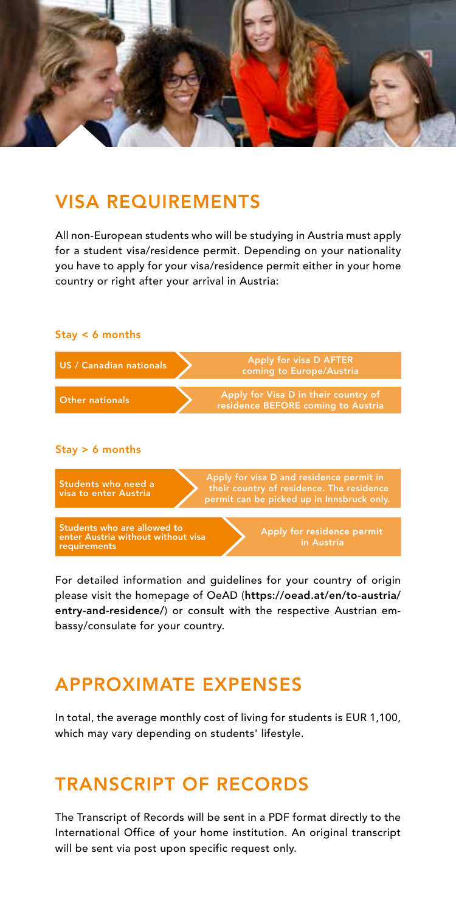## VISA REQUIREMENTS

All non-European students who will be studying in Austria must apply for a student visa/residence permit. Depending on your nationality you have to apply for your visa/residence permit either in your home country or right after your arrival in Austria:

**Stay < 6 months**

| | |
|---|---|
| US / Canadian nationals | Apply for visa D AFTER coming to Europe/Austria |
| Other nationals | Apply for Visa D in their country of residence BEFORE coming to Austria |

**Stay > 6 months**

| | |
|---|---|
| Students who need a visa to enter Austria | Apply for visa D and residence permit in their country of residence. The residence permit can be picked up in Innsbruck only. |
| Students who are allowed to enter Austria without without visa requirements | Apply for residence permit in Austria |

For detailed information and guidelines for your country of origin please visit the homepage of OeAD (**https://oead.at/en/to-austria/entry-and-residence/**) or consult with the respective Austrian embassy/consulate for your country.

## APPROXIMATE EXPENSES

In total, the average monthly cost of living for students is EUR 1,100, which may vary depending on students' lifestyle.

## TRANSCRIPT OF RECORDS

The Transcript of Records will be sent in a PDF format directly to the International Office of your home institution. An original transcript will be sent via post upon specific request only.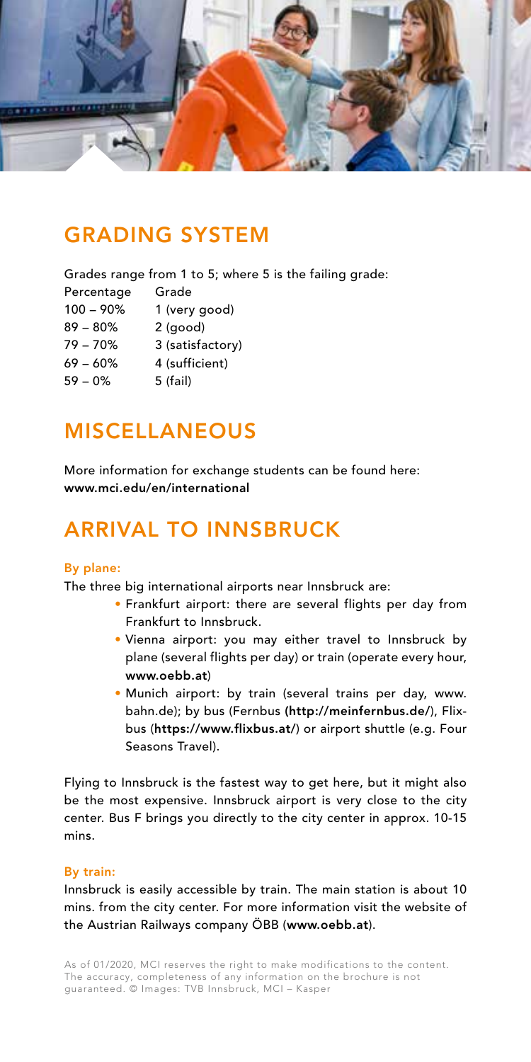## GRADING SYSTEM

Grades range from 1 to 5; where 5 is the failing grade:

| Percentage | Grade |
|---|---|
| 100 – 90% | 1 (very good) |
| 89 – 80% | 2 (good) |
| 79 – 70% | 3 (satisfactory) |
| 69 – 60% | 4 (sufficient) |
| 59 – 0% | 5 (fail) |

## MISCELLANEOUS

More information for exchange students can be found here:
**www.mci.edu/en/international**

## ARRIVAL TO INNSBRUCK

### By plane:

The three big international airports near Innsbruck are:

- Frankfurt airport: there are several flights per day from Frankfurt to Innsbruck.
- Vienna airport: you may either travel to Innsbruck by plane (several flights per day) or train (operate every hour, **www.oebb.at**)
- Munich airport: by train (several trains per day, www.bahn.de); by bus (Fernbus **(http://meinfernbus.de/**), Flixbus (**https://www.flixbus.at/**) or airport shuttle (e.g. Four Seasons Travel).

Flying to Innsbruck is the fastest way to get here, but it might also be the most expensive. Innsbruck airport is very close to the city center. Bus F brings you directly to the city center in approx. 10-15 mins.

### By train:

Innsbruck is easily accessible by train. The main station is about 10 mins. from the city center. For more information visit the website of the Austrian Railways company ÖBB (**www.oebb.at**).

As of 01/2020, MCI reserves the right to make modifications to the content. The accuracy, completeness of any information on the brochure is not guaranteed. © Images: TVB Innsbruck, MCI – Kasper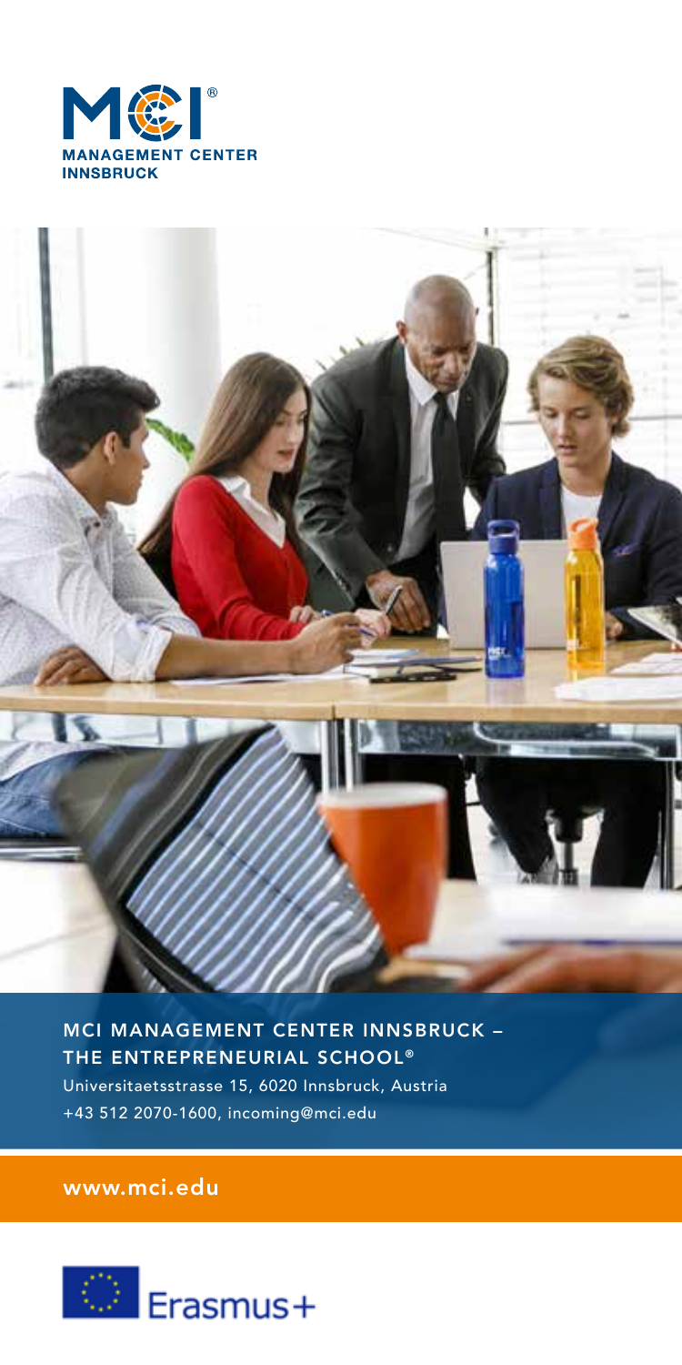MCI®
MANAGEMENT CENTER
INNSBRUCK

## MCI MANAGEMENT CENTER INNSBRUCK – THE ENTREPRENEURIAL SCHOOL®

Universitaetsstrasse 15, 6020 Innsbruck, Austria
+43 512 2070-1600, incoming@mci.edu

**www.mci.edu**

Erasmus+